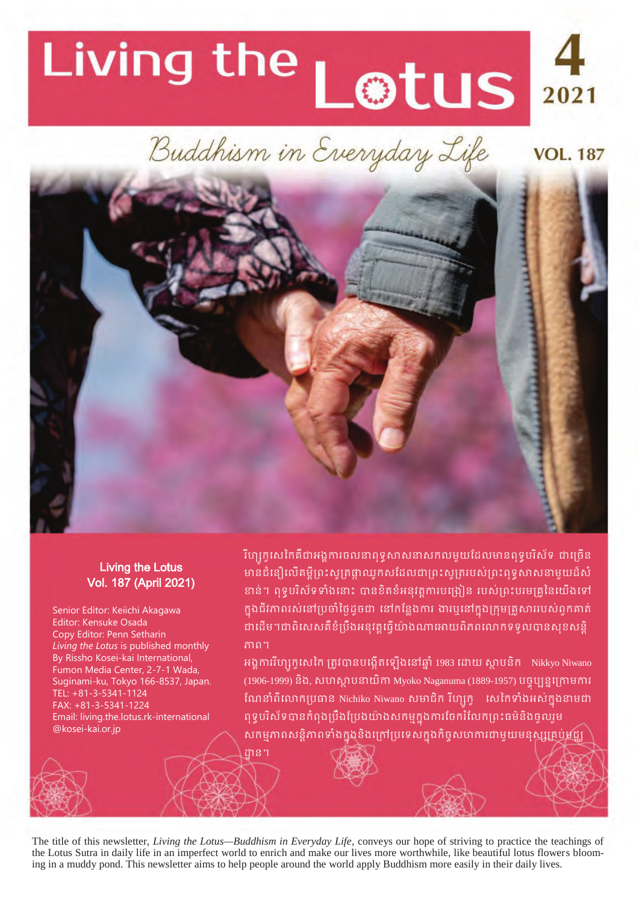# Living the Lotus

**4**
**2021**

*Buddhism in Everyday Life*

**VOL. 187**

**Living the Lotus**
**Vol. 187 (April 2021)**

Senior Editor: Keiichi Akagawa
Editor: Kensuke Osada
Copy Editor: Penn Setharin
*Living the Lotus* is published monthly
By Rissho Kosei-kai International,
Fumon Media Center, 2-7-1 Wada,
Suginami-ku, Tokyo 166-8537, Japan.
TEL: +81-3-5341-1124
FAX: +81-3-5341-1224
Email: living.the.lotus.rk-international@kosei-kai.or.jp

រីស្សូកូសេកៃគឺជាអង្គការចលនាពុទ្ធសាសនាសកលមួយដែលមានពុទ្ធបរិស័ទ ជាច្រើន មានជំនឿលើគម្ពីរព្រះសូត្រផ្កាឈូកសដែលជាព្រះសូត្ររបស់ព្រះពុទ្ធសាសនាមួយដ៏សំខាន់។ ពុទ្ធបរិស័ទទាំងនោះ បានខិតខំអនុវត្តការបង្រៀន របស់ព្រះបរមគ្រូនៃយើងទៅក្នុងជីវភាពរស់នៅប្រចាំថ្ងៃដូចជា នៅកន្លែងការ ងារឬនៅក្នុងក្រុមគ្រួសាររបស់ពួកគាត់ជាដើម។ជាពិសេសគឺខំប្រឹងអនុវត្តធ្វើយ៉ាងណាអោយពិភពលោកទទួលបានសុខសន្តិភាព។

អង្គការរីស្សូកូសេកៃ ត្រូវបានបង្កើតឡើងនៅឆ្នាំ 1983 ដោយ ស្ថាបនិក Nikkyo Niwano (1906-1999) និង, សហស្ថាបនាយិកា Myoko Naganuma (1889-1957) បច្ចុប្បន្នក្រោមការណែនាំពីលោកប្រធាន Nichiko Niwano សមាជិក រីស្សូកូ សេកៃទាំងអស់ក្នុងនាមជាពុទ្ធបរិស័ទបានកំពុងប្រឹងប្រែងយ៉ាងសកម្មក្នុងការចែករំលែកព្រះធម៌និងចូលរួមសកម្មភាពសន្តិភាពទាំងក្នុងនិងក្រៅប្រទេសក្នុងកិច្ចសហការជាមួយមនុស្សគ្រប់មជ្ឈដ្ឋាន។

The title of this newsletter, *Living the Lotus—Buddhism in Everyday Life*, conveys our hope of striving to practice the teachings of the Lotus Sutra in daily life in an imperfect world to enrich and make our lives more worthwhile, like beautiful lotus flowers blooming in a muddy pond. This newsletter aims to help people around the world apply Buddhism more easily in their daily lives.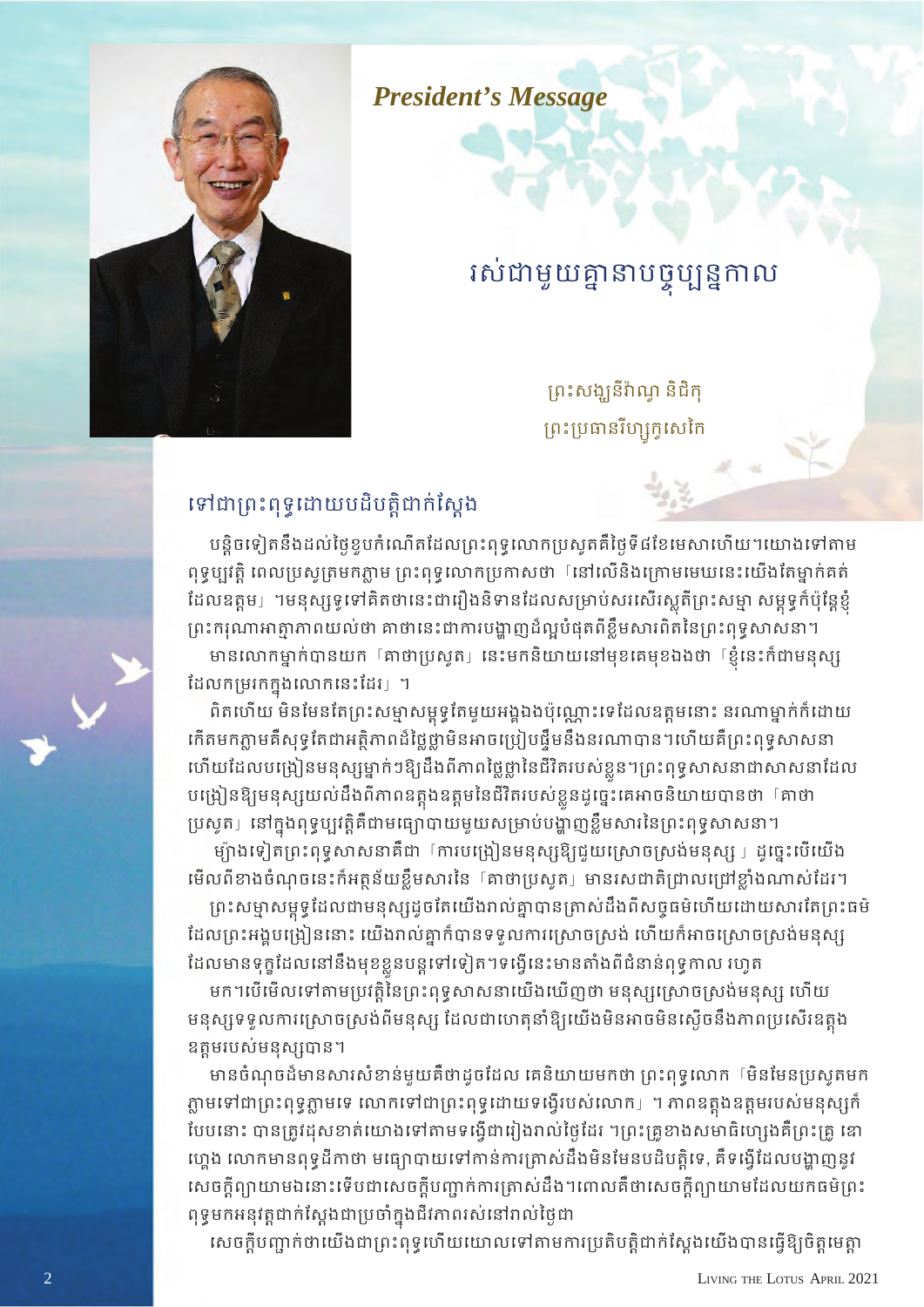*President's Message*

# រស់ជាមួយគ្នានាបច្ចុប្បន្នកាល

ព្រះសង្ឃនីវ៉ាណូ និជិកុ
ព្រះប្រធានរីហ្សូកូសេកៃ

## ទៅជាព្រះពុទ្ធដោយបដិបត្តិជាក់ស្តែង

បន្តិចទៀតនឹងដល់ថ្ងៃខួបកំណើតដែលព្រះពុទ្ធលោកប្រសូតគឺថ្ងៃទី៨ខែមេសាហើយ។យោងទៅតាមពុទ្ធប្បវត្តិ ពេលប្រសូត្រមកភ្លាម ព្រះពុទ្ធលោកប្រកាសថា「នៅលើនិងក្រោមមេឃនេះយើងតែម្នាក់គត់ដែលឧត្តម」។មនុស្សទូទៅគិតថានេះជារឿងនិទានដែលសម្រាប់សរសើរស្តុតិព្រះសម្មា សម្ពុទ្ធក៏ប៉ុន្តែខ្ញុំព្រះករុណាអាត្មាភាពយល់ថា គាថានេះជាការបង្ហាញដ៏ល្អបំផុតពីខ្លឹមសារពិតនៃព្រះពុទ្ធសាសនា។

មានលោកម្នាក់បានយក「គាថាប្រសូត」នេះមកនិយាយនៅមុខគេមុខឯងថា「ខ្ញុំនេះក៏ជាមនុស្សដែលកម្រកេក្នុងលោកនេះដែរ」។

ពិតហើយ មិនមែនតែព្រះសម្មាសម្ពុទ្ធតែមួយអង្គឯងប៉ុណ្ណោះទេដែលឧត្តមនោះ នរណាម្នាក់ក៏ដោយកើតមកភ្លាមគឺសុទ្ធតែជាអត្តិភាពដ៏ថ្លៃថ្លាមិនអាចប្រៀបផ្ទឹមនឹងនរណាបាន។ហើយគឺព្រះពុទ្ធសាសនាហើយដែលបង្រៀនមនុស្សម្នាក់ៗឱ្យដឹងពីភាពថ្លៃថ្លានៃជីវិតរបស់ខ្លួន។ព្រះពុទ្ធសាសនាជាសាសនាដែលបង្រៀនឱ្យមនុស្សយល់ដឹងពីភាពឧត្តុងឧត្តមនៃជីវិតរបស់ខ្លួនដូច្នេះគេអាចនិយាយបានថា「គាថាប្រសូត」នៅក្នុងពុទ្ធប្បវត្តិគឺជាមធ្យោបាយមួយសម្រាប់បង្ហាញខ្លឹមសារនៃព្រះពុទ្ធសាសនា។

ម៉្យាងទៀតព្រះពុទ្ធសាសនាគឺជា「ការបង្រៀនមនុស្សឱ្យជួយស្រោចស្រង់មនុស្ស」ដូច្នេះបើយើងមើលពីខាងចំណុចនេះក៏អត្ថន័យខ្លឹមសារនៃ「គាថាប្រសូត」មានរសជាតិជ្រាលជ្រៅខ្លាំងណាស់ដែរ។

ព្រះសម្មាសម្ពុទ្ធដែលជាមនុស្សដូចតែយើងរាល់គ្នាបានត្រាស់ដឹងពីសច្ចធម៌ហើយដោយសារតែព្រះធម៌ដែលព្រះអង្គបង្រៀននោះ យើងរាល់គ្នាក៏បានទទួលការស្រោចស្រង់ ហើយក៏អាចស្រោចស្រង់មនុស្សដែលមានទុក្ខដែលនៅនឹងមុខខ្លួនបន្តទៅទៀត។ទង្វើនេះមានតាំងពីជំនាន់ពុទ្ធកាល រហូតមក។បើមើលទៅតាមប្រវត្តិនៃព្រះពុទ្ធសាសនាយើងឃើញថា មនុស្សស្រោចស្រង់មនុស្ស ហើយមនុស្សទទួលការស្រោចស្រង់ពីមនុស្ស ដែលជាហេតុនាំឱ្យយើងមិនអាចមិនស្ញើចនឹងភាពប្រសើរឧត្តុងឧត្តមរបស់មនុស្សបាន។

មានចំណុចដ៏មានសារសំខាន់មួយគឺថាដូចដែល គេនិយាយមកថា ព្រះពុទ្ធលោក「មិនមែនប្រសូតមកភ្លាមទៅជាព្រះពុទ្ធភ្លាមទេ លោកទៅជាព្រះពុទ្ធដោយទង្វើរបស់លោក」។ភាពឧត្តុងឧត្តមរបស់មនុស្សក៏បែបនោះ បានត្រូវដុសខាត់យោងទៅតាមទង្វើជារៀងរាល់ថ្ងៃដែរ ។ព្រះគ្រូខាងសមាធិហ្សេងគឺព្រះគ្រូ ឌោហ្គេង លោកមានពុទ្ធដីកាថា មធ្យោបាយទៅកាន់ការត្រាស់ដឹងមិនមែនបដិបត្តិទេ, គឺទង្វើដែលបង្ហាញនូវសេចក្តីព្យាយាមឯនោះទើបជាសេចក្តីបញ្ជាក់ការត្រាស់ដឹង។ពោលគឺថាសេចក្តីព្យាយាមដែលយកធម៌ព្រះពុទ្ធមកអនុវត្តជាក់ស្តែងជាប្រចាំក្នុងជីវភាពរស់នៅរាល់ថ្ងៃជា

សេចក្តីបញ្ជាក់ថាយើងជាព្រះពុទ្ធហើយយោលទៅតាមការប្រតិបត្តិជាក់ស្តែងយើងបានធ្វើឱ្យចិត្តមេត្តា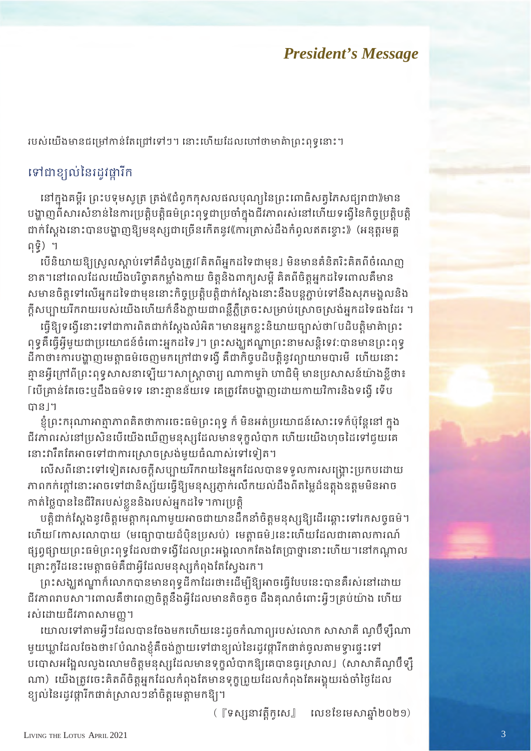របស់យើងមានជម្រៅកាន់តែជ្រៅទៅៗ នោះហើយដែលហៅថាមាគ៌ាព្រះពុទ្ធនោះ។

## ទៅជាខ្យល់នៃរដូវផ្ការីក

នៅក្នុងគម្ពីរ ព្រះបទុមសូត្រ ត្រង់《ជំពូកកុសលផលបុណ្យនៃព្រះពោធិសត្វតេសជ្យរាជា》មានបង្ហាញពីសារសំខាន់នៃការប្រតិបត្តិធម៌ព្រះពុទ្ធជាប្រចាំក្នុងជីវភាពរស់នៅហើយទង្វើនៃកិច្ចប្រតិបត្តិជាក់ស្តែងនោះបានបង្ហាញឱ្យមនុស្សជាច្រើនកើតនូវ《ការត្រាស់ដឹងកំពូលឥតខ្ចោះ》 (អនុត្តរមគ្គពុទ្ធិ) ។

បើនិយាយឱ្យស្រួលស្តាប់ទៅគឺដំបូងត្រូវ「គិតពីអ្នកដទៃជាមុន」 មិនមានគំនិតរិះគិតពីចំណេញខាត។នៅពេលដែលយើងបរិច្ចាគកម្លាំងកាយ ចិត្តនិងពាក្យសម្តី គិតពីចិត្តអ្នកដទៃពោលគឺមានសមានចិត្តទៅលើអ្នកដទៃជាមុននោះកិច្ចប្រតិបត្តិជាក់ស្តែងនោះនឹងបន្តភ្ជាប់ទៅនឹងសុភមង្គលនិងក្តីសប្បាយរីករាយរបស់យើងហើយក៏នឹងក្លាយជាពន្លឺភ្លឺត្រចះសម្រាប់ស្រោចស្រង់អ្នកដទៃផងដែរ ។

ធ្វើឱ្យទង្វើនោះទៅជាការពិតជាក់ស្តែងលំអិត។មានអ្នកខ្លះនិយាយច្បាស់ថា「បដិបត្តិមាគ៌ាព្រះពុទ្ធគឺធ្វើអ្វីមួយជាប្រយោជន៍ចំពោះអ្នកដទៃ」។ ព្រះសង្ឃឥណ្ឌាព្រះនាមសន្តិទេវៈបានមានព្រះពុទ្ធដីកាថា៖ការបង្ហាញមេត្តាធម៌ចេញមកក្រៅជាទង្វើ គឺជាកិច្ចបដិបត្តិនូវព្យាយាមបារមី ហើយនោះគ្មានអ្វីក្រៅពីព្រះពុទ្ធសាសនាឡើយ។សាស្ត្រាចារ្យ ណាកាមូរ៉ា ហាជិមិ មានប្រសាសន៍យ៉ាងខ្លីថា៖「បើគ្រាន់តែចេះឬដឹងធម៌ទទេ នោះគ្មានន័យទេ គេត្រូវតែបង្ហាញដោយកាយវិការនិងទង្វើ ទើបបាន」។

ខ្ញុំព្រះករុណាអាត្មាភាពគិតថាការចេះធម៌ព្រះពុទ្ធ ក៏ មិនអត់ប្រយោជន៍សោះទេក៏ប៉ុន្តែនៅ ក្នុងជីវភាពរស់នៅប្រសិនបើយើងឃើញមនុស្សដែលមានទុក្ខលំបាក ហើយយើងហុចដៃទៅជួយគេនោះវារឹតតែអាចទៅជាការស្រោចស្រង់មួយធំណាស់ទៅទៀត។

លើសពីនោះទៅទៀតសេចក្តីសប្បាយរីករាយនៃអ្នកដែលបានទទួលការសង្គ្រោះប្រកបដោយភាពកក់ក្តៅនោះអាចទៅជានិស្ស័យធ្វើឱ្យមនុស្សភ្ញាក់រលឹកយល់ដឹងពីតម្លៃដ៏ឧត្តុងឧត្តមមិនអាចកាត់ថ្លៃបាននៃជីវិតរបស់ខ្លួននិងរបស់អ្នកដទៃ។ការប្រតិបត្តិជាក់ស្តែងនូវចិត្តមេត្តាករុណាមួយអាចជាយានដឹកនាំចិត្តមនុស្សឱ្យដើរឆ្ពោះទៅរកសច្ចធម៌។ហើយ「កោសលោបាយ (មធ្យោបាយដ៏ប៉ិនប្រសប់) មេត្តាធម៌」នេះហើយដែលជាគោលការណ៍ផ្សព្វផ្សាយព្រះធម៌ព្រះពុទ្ធដែលជាទង្វើដែលព្រះអង្គលោកតែងតែប្រាថ្នានោះហើយ។នៅកណ្តាលគ្រោះកូវីដនេះមេត្តាធម៌គឺជាអ្វីដែលមនុស្សកំពុងតែស្វែងរក។

ព្រះសង្ឃឥណ្ឌាក៏លោកបានមានពុទ្ធដីកាដែរថា៖ដើម្បីឱ្យអាចធ្វើបែបនេះបានគឺរស់នៅដោយជីវភាពពរបសា។ពោលគឺថាពេញចិត្តនឹងអ្វីដែលមានតិចតួច ដឹងគុណចំពោះអ្វីៗគ្រប់យ៉ាង ហើយរស់ដោយជីវភាពសាមញ្ញ។

យោលទៅតាមអ្វីៗដែលបានចែងមកហើយនេះដូចកំណាព្យរបស់លោក សាសាគី ណូប៊ឺឡឺណាមួយឃ្លាដែលចែងថា៖「បំណងខ្ញុំគឺចង់ក្លាយទៅជាខ្យល់នៃរដូវផ្ការីកផាត់ចូលតាមទ្វារផ្ទះទៅបបោសអង្អែលលួងលោមចិត្តមនុស្សដែលមានទុក្ខលំបាកឱ្យគេបានធូរស្រាល」 (សាសាគីណូប៊ឺឡឺណា) យើងត្រូវចេះគិតពីចិត្តអ្នកដែលកំពុងតែមានទុក្ខព្រួយដែលកំពុងតែអង្គុយរង់ចាំថ្ងៃដែលខ្យល់នៃរដូវផ្ការីកផាត់ស្រាលៗនាំចិត្តមេត្តាមកឱ្យ។

(『ទស្សនាវត្តីកូសេ』 លេខខែមេសាឆ្នាំ២០២១)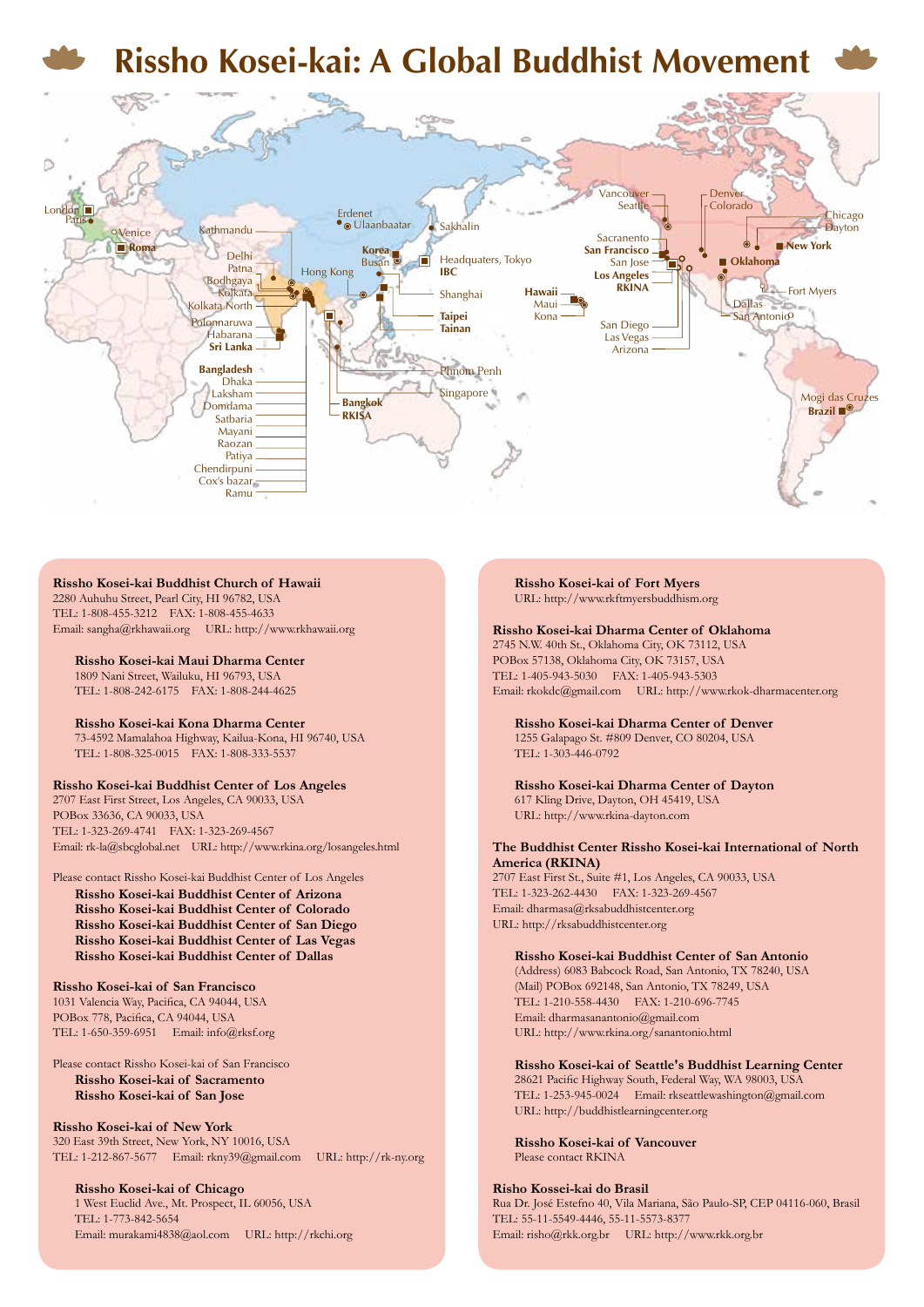# Rissho Kosei-kai: A Global Buddhist Movement

London, Paris, Venice, Roma, Kathmandu, Delhi, Patna, Bodhgaya, Kolkata, Kolkata North, Polonnaruwa, Habarana, Sri Lanka, Bangladesh, Dhaka, Laksham, Domdama, Satbaria, Mayani, Raozan, Patiya, Chendirpuni, Cox's bazar, Ramu, Erdenet, Ulaanbaatar, Hong Kong, Korea, Busan, Sakhalin, Headquaters, Tokyo, IBC, Shanghai, Taipei, Tainan, Phnom Penh, Singapore, Bangkok, RKISA, Hawaii, Maui, Kona, Vancouver, Seattle, Sacranento, San Francisco, San Jose, Los Angeles, RKINA, San Diego, Las Vegas, Arizona, Denver, Colorado, Chicago, Dayton, New York, Oklahoma, Fort Myers, Dallas, San Antonio, Mogi das Cruzes, Brazil

**Rissho Kosei-kai Buddhist Church of Hawaii**
2280 Auhuhu Street, Pearl City, HI 96782, USA
TEL: 1-808-455-3212 FAX: 1-808-455-4633
Email: sangha@rkhawaii.org URL: http://www.rkhawaii.org

**Rissho Kosei-kai Maui Dharma Center**
1809 Nani Street, Wailuku, HI 96793, USA
TEL: 1-808-242-6175 FAX: 1-808-244-4625

**Rissho Kosei-kai Kona Dharma Center**
73-4592 Mamalahoa Highway, Kailua-Kona, HI 96740, USA
TEL: 1-808-325-0015 FAX: 1-808-333-5537

**Rissho Kosei-kai Buddhist Center of Los Angeles**
2707 East First Street, Los Angeles, CA 90033, USA
POBox 33636, CA 90033, USA
TEL: 1-323-269-4741 FAX: 1-323-269-4567
Email: rk-la@sbcglobal.net URL: http://www.rkina.org/losangeles.html

Please contact Rissho Kosei-kai Buddhist Center of Los Angeles
**Rissho Kosei-kai Buddhist Center of Arizona**
**Rissho Kosei-kai Buddhist Center of Colorado**
**Rissho Kosei-kai Buddhist Center of San Diego**
**Rissho Kosei-kai Buddhist Center of Las Vegas**
**Rissho Kosei-kai Buddhist Center of Dallas**

**Rissho Kosei-kai of San Francisco**
1031 Valencia Way, Pacifica, CA 94044, USA
POBox 778, Pacifica, CA 94044, USA
TEL: 1-650-359-6951 Email: info@rksf.org

Please contact Rissho Kosei-kai of San Francisco
**Rissho Kosei-kai of Sacramento**
**Rissho Kosei-kai of San Jose**

**Rissho Kosei-kai of New York**
320 East 39th Street, New York, NY 10016, USA
TEL: 1-212-867-5677 Email: rkny39@gmail.com URL: http://rk-ny.org

**Rissho Kosei-kai of Chicago**
1 West Euclid Ave., Mt. Prospect, IL 60056, USA
TEL: 1-773-842-5654
Email: murakami4838@aol.com URL: http://rkchi.org

**Rissho Kosei-kai of Fort Myers**
URL: http://www.rkftmyersbuddhism.org

**Rissho Kosei-kai Dharma Center of Oklahoma**
2745 N.W. 40th St., Oklahoma City, OK 73112, USA
POBox 57138, Oklahoma City, OK 73157, USA
TEL: 1-405-943-5030 FAX: 1-405-943-5303
Email: rkokdc@gmail.com URL: http://www.rkok-dharmacenter.org

**Rissho Kosei-kai Dharma Center of Denver**
1255 Galapago St. #809 Denver, CO 80204, USA
TEL: 1-303-446-0792

**Rissho Kosei-kai Dharma Center of Dayton**
617 Kling Drive, Dayton, OH 45419, USA
URL: http://www.rkina-dayton.com

**The Buddhist Center Rissho Kosei-kai International of North America (RKINA)**
2707 East First St., Suite #1, Los Angeles, CA 90033, USA
TEL: 1-323-262-4430 FAX: 1-323-269-4567
Email: dharmasa@rksabuddhistcenter.org
URL: http://rksabuddhistcenter.org

**Rissho Kosei-kai Buddhist Center of San Antonio**
(Address) 6083 Babcock Road, San Antonio, TX 78240, USA
(Mail) POBox 692148, San Antonio, TX 78249, USA
TEL: 1-210-558-4430 FAX: 1-210-696-7745
Email: dharmasanantonio@gmail.com
URL: http://www.rkina.org/sanantonio.html

**Rissho Kosei-kai of Seattle's Buddhist Learning Center**
28621 Pacific Highway South, Federal Way, WA 98003, USA
TEL: 1-253-945-0024 Email: rkseattlewashington@gmail.com
URL: http://buddhistlearningcenter.org

**Rissho Kosei-kai of Vancouver**
Please contact RKINA

**Risho Kossei-kai do Brasil**
Rua Dr. José Estefno 40, Vila Mariana, São Paulo-SP, CEP 04116-060, Brasil
TEL: 55-11-5549-4446, 55-11-5573-8377
Email: risho@rkk.org.br URL: http://www.rkk.org.br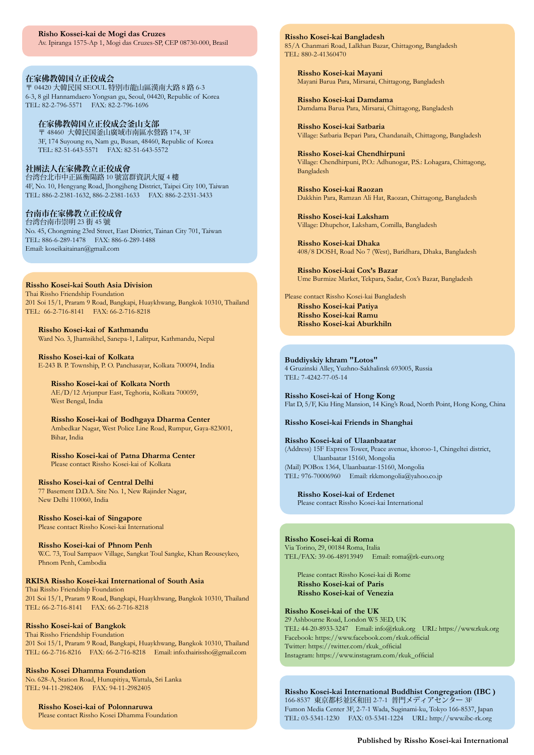**Risho Kossei-kai de Mogi das Cruzes**
Av. Ipiranga 1575-Ap 1, Mogi das Cruzes-SP, CEP 08730-000, Brasil

**在家佛教韓国立正佼成会**
〒 04420 大韓民国 SEOUL 特別市龍山區漢南大路 8 路 6-3
6-3, 8 gil Hannamdaero Yongsan gu, Seoul, 04420, Republic of Korea
TEL: 82-2-796-5571　FAX: 82-2-796-1696

**在家佛教韓国立正佼成会釜山支部**
〒 48460 大韓民国釜山廣域市南區水營路 174, 3F
3F, 174 Suyoung ro, Nam gu, Busan, 48460, Republic of Korea
TEL: 82-51-643-5571　FAX: 82-51-643-5572

**社團法人在家佛教立正佼成會**
台湾台北市中正區衡陽路 10 號富群資訊大厦 4 樓
4F, No. 10, Hengyang Road, Jhongjheng District, Taipei City 100, Taiwan
TEL: 886-2-2381-1632, 886-2-2381-1633　FAX: 886-2-2331-3433

**台南市在家佛教立正佼成會**
台湾台南市崇明 23 街 45 號
No. 45, Chongming 23rd Street, East District, Tainan City 701, Taiwan
TEL: 886-6-289-1478　FAX: 886-6-289-1488
Email: koseikaitainan@gmail.com

**Rissho Kosei-kai South Asia Division**
Thai Rissho Friendship Foundation
201 Soi 15/1, Praram 9 Road, Bangkapi, Huaykhwang, Bangkok 10310, Thailand
TEL: 66-2-716-8141　FAX: 66-2-716-8218

**Rissho Kosei-kai of Kathmandu**
Ward No. 3, Jhamsikhel, Sanepa-1, Lalitpur, Kathmandu, Nepal

**Rissho Kosei-kai of Kolkata**
E-243 B. P. Township, P. O. Panchasayar, Kolkata 700094, India

**Rissho Kosei-kai of Kolkata North**
AE/D/12 Arjunpur East, Teghoria, Kolkata 700059,
West Bengal, India

**Rissho Kosei-kai of Bodhgaya Dharma Center**
Ambedkar Nagar, West Police Line Road, Rumpur, Gaya-823001,
Bihar, India

**Rissho Kosei-kai of Patna Dharma Center**
Please contact Rissho Kosei-kai of Kolkata

**Rissho Kosei-kai of Central Delhi**
77 Basement D.D.A. Site No. 1, New Rajinder Nagar,
New Delhi 110060, India

**Rissho Kosei-kai of Singapore**
Please contact Rissho Kosei-kai International

**Rissho Kosei-kai of Phnom Penh**
W.C. 73, Toul Sampaov Village, Sangkat Toul Sangke, Khan Reouseykeo,
Phnom Penh, Cambodia

**RKISA Rissho Kosei-kai International of South Asia**
Thai Rissho Friendship Foundation
201 Soi 15/1, Praram 9 Road, Bangkapi, Huaykhwang, Bangkok 10310, Thailand
TEL: 66-2-716-8141　FAX: 66-2-716-8218

**Rissho Kosei-kai of Bangkok**
Thai Rissho Friendship Foundation
201 Soi 15/1, Praram 9 Road, Bangkapi, Huaykhwang, Bangkok 10310, Thailand
TEL: 66-2-716-8216　FAX: 66-2-716-8218　Email: info.thairissho@gmail.com

**Rissho Kosei Dhamma Foundation**
No. 628-A, Station Road, Hunupitiya, Wattala, Sri Lanka
TEL: 94-11-2982406　FAX: 94-11-2982405

**Rissho Kosei-kai of Polonnaruwa**
Please contact Rissho Kosei Dhamma Foundation

**Rissho Kosei-kai Bangladesh**
85/A Chanmari Road, Lalkhan Bazar, Chittagong, Bangladesh
TEL: 880-2-41360470

**Rissho Kosei-kai Mayani**
Mayani Barua Para, Mirsarai, Chittagong, Bangladesh

**Rissho Kosei-kai Damdama**
Damdama Barua Para, Mirsarai, Chittagong, Bangladesh

**Rissho Kosei-kai Satbaria**
Village: Satbaria Bepari Para, Chandanaih, Chittagong, Bangladesh

**Rissho Kosei-kai Chendhirpuni**
Village: Chendhirpuni, P.O.: Adhunogar, P.S.: Lohagara, Chittagong,
Bangladesh

**Rissho Kosei-kai Raozan**
Dakkhin Para, Ramzan Ali Hat, Raozan, Chittagong, Bangladesh

**Rissho Kosei-kai Laksham**
Village: Dhupchor, Laksham, Comilla, Bangladesh

**Rissho Kosei-kai Dhaka**
408/8 DOSH, Road No 7 (West), Baridhara, Dhaka, Bangladesh

**Rissho Kosei-kai Cox's Bazar**
Ume Burmize Market, Tekpara, Sadar, Cox's Bazar, Bangladesh

Please contact Rissho Kosei-kai Bangladesh
**Rissho Kosei-kai Patiya**
**Rissho Kosei-kai Ramu**
**Rissho Kosei-kai Aburkhiln**

**Buddiyskiy khram "Lotos"**
4 Gruzinski Alley, Yuzhno-Sakhalinsk 693005, Russia
TEL: 7-4242-77-05-14

**Rissho Kosei-kai of Hong Kong**
Flat D, 5/F, Kiu Hing Mansion, 14 King's Road, North Point, Hong Kong, China

**Rissho Kosei-kai Friends in Shanghai**

**Rissho Kosei-kai of Ulaanbaatar**
(Address) 15F Express Tower, Peace avenue, khoroo-1, Chingeltei district,
Ulaanbaatar 15160, Mongolia
(Mail) POBox 1364, Ulaanbaatar-15160, Mongolia
TEL: 976-70006960　Email: rkkmongolia@yahoo.co.jp

**Rissho Kosei-kai of Erdenet**
Please contact Rissho Kosei-kai International

**Rissho Kosei-kai di Roma**
Via Torino, 29, 00184 Roma, Italia
TEL/FAX: 39-06-48913949　Email: roma@rk-euro.org

Please contact Rissho Kosei-kai di Rome
**Rissho Kosei-kai of Paris**
**Rissho Kosei-kai of Venezia**

**Rissho Kosei-kai of the UK**
29 Ashbourne Road, London W5 3ED, UK
TEL: 44-20-8933-3247　Email: info@rkuk.org　URL: https://www.rkuk.org
Facebook: https://www.facebook.com/rkuk.official
Twitter: https://twitter.com/rkuk_official
Instagram: https://www.instagram.com/rkuk_official

**Rissho Kosei-kai International Buddhist Congregation (IBC )**
166-8537 東京都杉並区和田 2-7-1 普門メディアセンター 3F
Fumon Media Center 3F, 2-7-1 Wada, Suginami-ku, Tokyo 166-8537, Japan
TEL: 03-5341-1230　FAX: 03-5341-1224　URL: http://www.ibc-rk.org

**Published by Rissho Kosei-kai International**